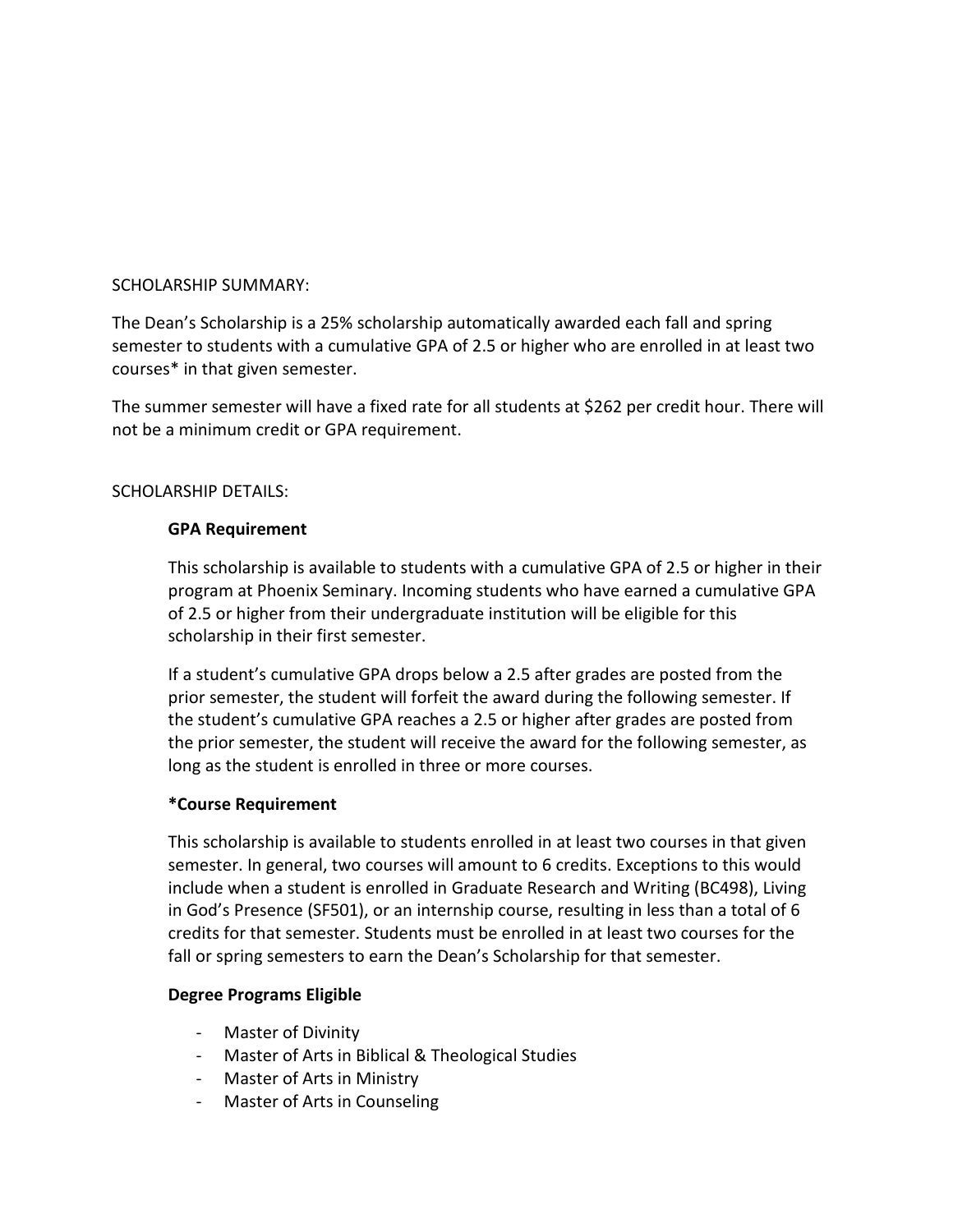SCHOLARSHIP SUMMARY:

The Dean's Scholarship is a 25% scholarship automatically awarded each fall and spring semester to students with a cumulative GPA of 2.5 or higher who are enrolled in at least two courses* in that given semester.

The summer semester will have a fixed rate for all students at $262 per credit hour. There will not be a minimum credit or GPA requirement.

SCHOLARSHIP DETAILS:

**GPA Requirement**

This scholarship is available to students with a cumulative GPA of 2.5 or higher in their program at Phoenix Seminary. Incoming students who have earned a cumulative GPA of 2.5 or higher from their undergraduate institution will be eligible for this scholarship in their first semester.

If a student's cumulative GPA drops below a 2.5 after grades are posted from the prior semester, the student will forfeit the award during the following semester. If the student's cumulative GPA reaches a 2.5 or higher after grades are posted from the prior semester, the student will receive the award for the following semester, as long as the student is enrolled in three or more courses.

***Course Requirement**

This scholarship is available to students enrolled in at least two courses in that given semester. In general, two courses will amount to 6 credits. Exceptions to this would include when a student is enrolled in Graduate Research and Writing (BC498), Living in God's Presence (SF501), or an internship course, resulting in less than a total of 6 credits for that semester. Students must be enrolled in at least two courses for the fall or spring semesters to earn the Dean's Scholarship for that semester.

**Degree Programs Eligible**

- Master of Divinity
- Master of Arts in Biblical & Theological Studies
- Master of Arts in Ministry
- Master of Arts in Counseling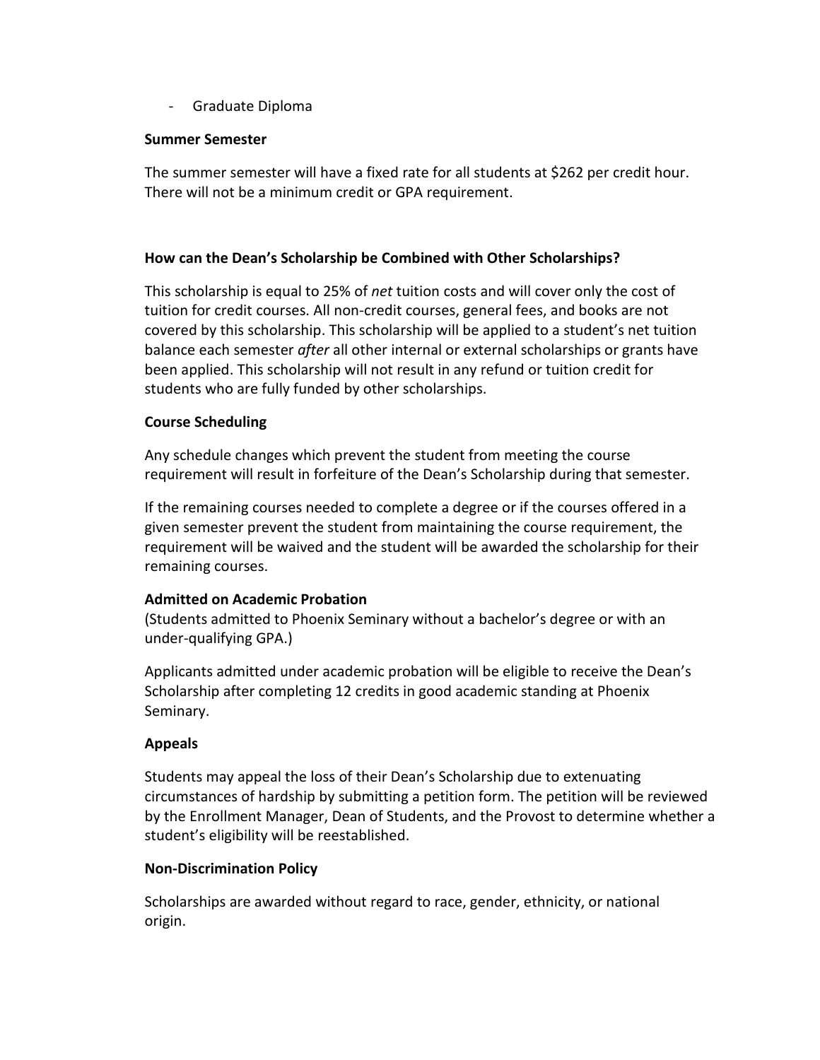- Graduate Diploma

**Summer Semester**

The summer semester will have a fixed rate for all students at $262 per credit hour. There will not be a minimum credit or GPA requirement.

**How can the Dean's Scholarship be Combined with Other Scholarships?**

This scholarship is equal to 25% of *net* tuition costs and will cover only the cost of tuition for credit courses. All non-credit courses, general fees, and books are not covered by this scholarship. This scholarship will be applied to a student's net tuition balance each semester *after* all other internal or external scholarships or grants have been applied. This scholarship will not result in any refund or tuition credit for students who are fully funded by other scholarships.

**Course Scheduling**

Any schedule changes which prevent the student from meeting the course requirement will result in forfeiture of the Dean's Scholarship during that semester.

If the remaining courses needed to complete a degree or if the courses offered in a given semester prevent the student from maintaining the course requirement, the requirement will be waived and the student will be awarded the scholarship for their remaining courses.

**Admitted on Academic Probation**

(Students admitted to Phoenix Seminary without a bachelor's degree or with an under-qualifying GPA.)

Applicants admitted under academic probation will be eligible to receive the Dean's Scholarship after completing 12 credits in good academic standing at Phoenix Seminary.

**Appeals**

Students may appeal the loss of their Dean's Scholarship due to extenuating circumstances of hardship by submitting a petition form. The petition will be reviewed by the Enrollment Manager, Dean of Students, and the Provost to determine whether a student's eligibility will be reestablished.

**Non-Discrimination Policy**

Scholarships are awarded without regard to race, gender, ethnicity, or national origin.